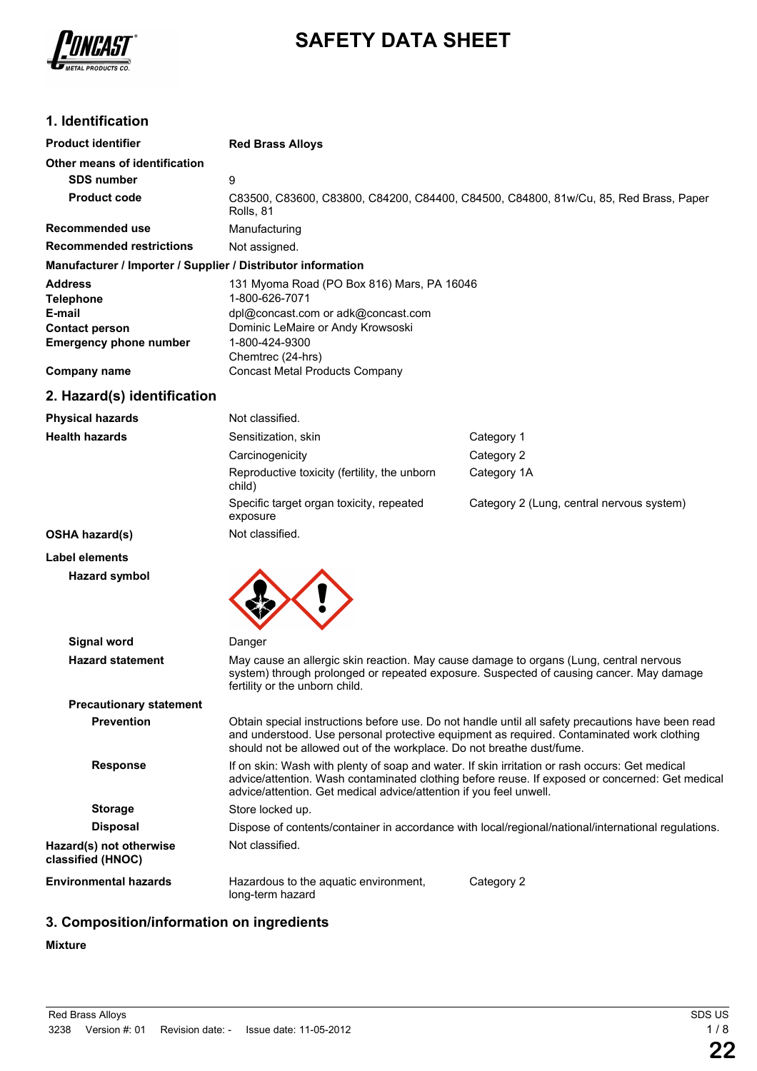# SAFETY DATA SHEET

## 1. Identification

| | |
|---|---|
| **Product identifier** | **Red Brass Alloys** |
| **Other means of identification** | |
| **SDS number** | 9 |
| **Product code** | C83500, C83600, C83800, C84200, C84400, C84500, C84800, 81w/Cu, 85, Red Brass, Paper Rolls, 81 |
| **Recommended use** | Manufacturing |
| **Recommended restrictions** | Not assigned. |

**Manufacturer / Importer / Supplier / Distributor information**

| | |
|---|---|
| **Address** | 131 Myoma Road (PO Box 816) Mars, PA 16046 |
| **Telephone** | 1-800-626-7071 |
| **E-mail** | dpl@concast.com or adk@concast.com |
| **Contact person** | Dominic LeMaire or Andy Krowsoski |
| **Emergency phone number** | 1-800-424-9300<br>Chemtrec (24-hrs) |
| **Company name** | Concast Metal Products Company |

## 2. Hazard(s) identification

| | | |
|---|---|---|
| **Physical hazards** | Not classified. | |
| **Health hazards** | Sensitization, skin | Category 1 |
| | Carcinogenicity | Category 2 |
| | Reproductive toxicity (fertility, the unborn child) | Category 1A |
| | Specific target organ toxicity, repeated exposure | Category 2 (Lung, central nervous system) |
| **OSHA hazard(s)** | Not classified. | |

**Label elements**

**Hazard symbol**

**Signal word** Danger

**Hazard statement** May cause an allergic skin reaction. May cause damage to organs (Lung, central nervous system) through prolonged or repeated exposure. Suspected of causing cancer. May damage fertility or the unborn child.

**Precautionary statement**

**Prevention** Obtain special instructions before use. Do not handle until all safety precautions have been read and understood. Use personal protective equipment as required. Contaminated work clothing should not be allowed out of the workplace. Do not breathe dust/fume.

**Response** If on skin: Wash with plenty of soap and water. If skin irritation or rash occurs: Get medical advice/attention. Wash contaminated clothing before reuse. If exposed or concerned: Get medical advice/attention. Get medical advice/attention if you feel unwell.

**Storage** Store locked up.

**Disposal** Dispose of contents/container in accordance with local/regional/national/international regulations.

**Hazard(s) not otherwise classified (HNOC)** Not classified.

| | | |
|---|---|---|
| **Environmental hazards** | Hazardous to the aquatic environment, long-term hazard | Category 2 |

## 3. Composition/information on ingredients

**Mixture**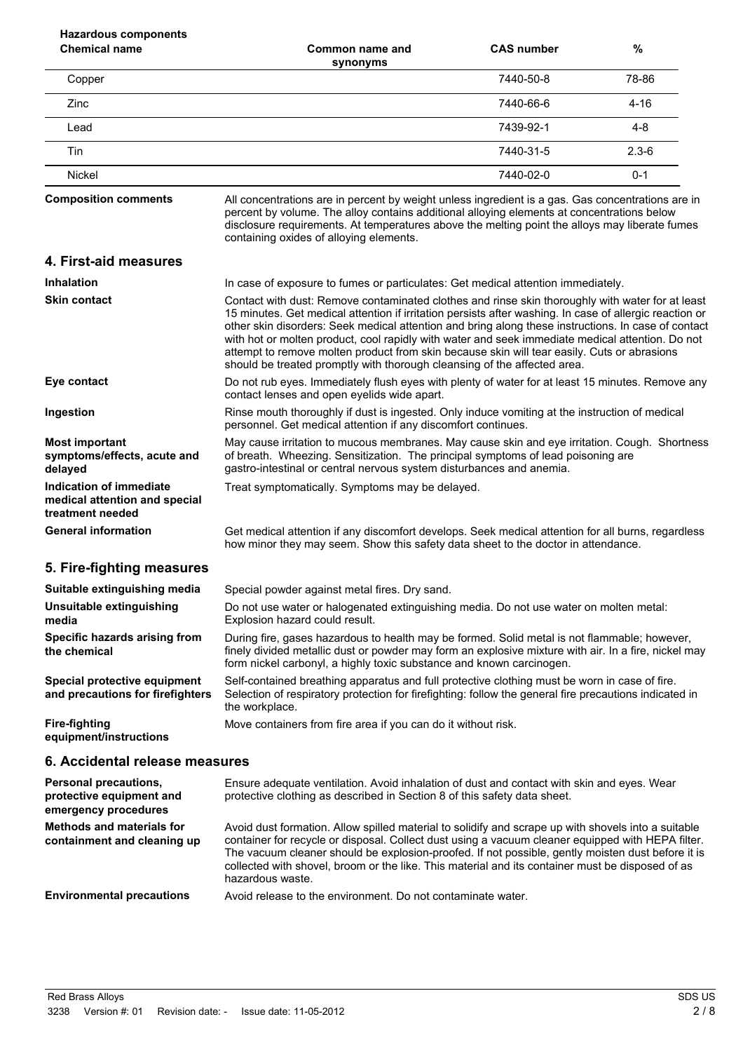**Hazardous components**

| Chemical name | Common name and synonyms | CAS number | % |
|---|---|---|---|
| Copper | | 7440-50-8 | 78-86 |
| Zinc | | 7440-66-6 | 4-16 |
| Lead | | 7439-92-1 | 4-8 |
| Tin | | 7440-31-5 | 2.3-6 |
| Nickel | | 7440-02-0 | 0-1 |

**Composition comments** All concentrations are in percent by weight unless ingredient is a gas. Gas concentrations are in percent by volume. The alloy contains additional alloying elements at concentrations below disclosure requirements. At temperatures above the melting point the alloys may liberate fumes containing oxides of alloying elements.

## 4. First-aid measures

**Inhalation** In case of exposure to fumes or particulates: Get medical attention immediately.

**Skin contact** Contact with dust: Remove contaminated clothes and rinse skin thoroughly with water for at least 15 minutes. Get medical attention if irritation persists after washing. In case of allergic reaction or other skin disorders: Seek medical attention and bring along these instructions. In case of contact with hot or molten product, cool rapidly with water and seek immediate medical attention. Do not attempt to remove molten product from skin because skin will tear easily. Cuts or abrasions should be treated promptly with thorough cleansing of the affected area.

**Eye contact** Do not rub eyes. Immediately flush eyes with plenty of water for at least 15 minutes. Remove any contact lenses and open eyelids wide apart.

**Ingestion** Rinse mouth thoroughly if dust is ingested. Only induce vomiting at the instruction of medical personnel. Get medical attention if any discomfort continues.

**Most important symptoms/effects, acute and delayed** May cause irritation to mucous membranes. May cause skin and eye irritation. Cough. Shortness of breath. Wheezing. Sensitization. The principal symptoms of lead poisoning are gastro-intestinal or central nervous system disturbances and anemia.

**Indication of immediate medical attention and special treatment needed** Treat symptomatically. Symptoms may be delayed.

**General information** Get medical attention if any discomfort develops. Seek medical attention for all burns, regardless how minor they may seem. Show this safety data sheet to the doctor in attendance.

## 5. Fire-fighting measures

**Suitable extinguishing media** Special powder against metal fires. Dry sand.

**Unsuitable extinguishing media** Do not use water or halogenated extinguishing media. Do not use water on molten metal: Explosion hazard could result.

**Specific hazards arising from the chemical** During fire, gases hazardous to health may be formed. Solid metal is not flammable; however, finely divided metallic dust or powder may form an explosive mixture with air. In a fire, nickel may form nickel carbonyl, a highly toxic substance and known carcinogen.

**Special protective equipment and precautions for firefighters** Self-contained breathing apparatus and full protective clothing must be worn in case of fire. Selection of respiratory protection for firefighting: follow the general fire precautions indicated in the workplace.

**Fire-fighting equipment/instructions** Move containers from fire area if you can do it without risk.

## 6. Accidental release measures

**Personal precautions, protective equipment and emergency procedures** Ensure adequate ventilation. Avoid inhalation of dust and contact with skin and eyes. Wear protective clothing as described in Section 8 of this safety data sheet.

**Methods and materials for containment and cleaning up** Avoid dust formation. Allow spilled material to solidify and scrape up with shovels into a suitable container for recycle or disposal. Collect dust using a vacuum cleaner equipped with HEPA filter. The vacuum cleaner should be explosion-proofed. If not possible, gently moisten dust before it is collected with shovel, broom or the like. This material and its container must be disposed of as hazardous waste.

**Environmental precautions** Avoid release to the environment. Do not contaminate water.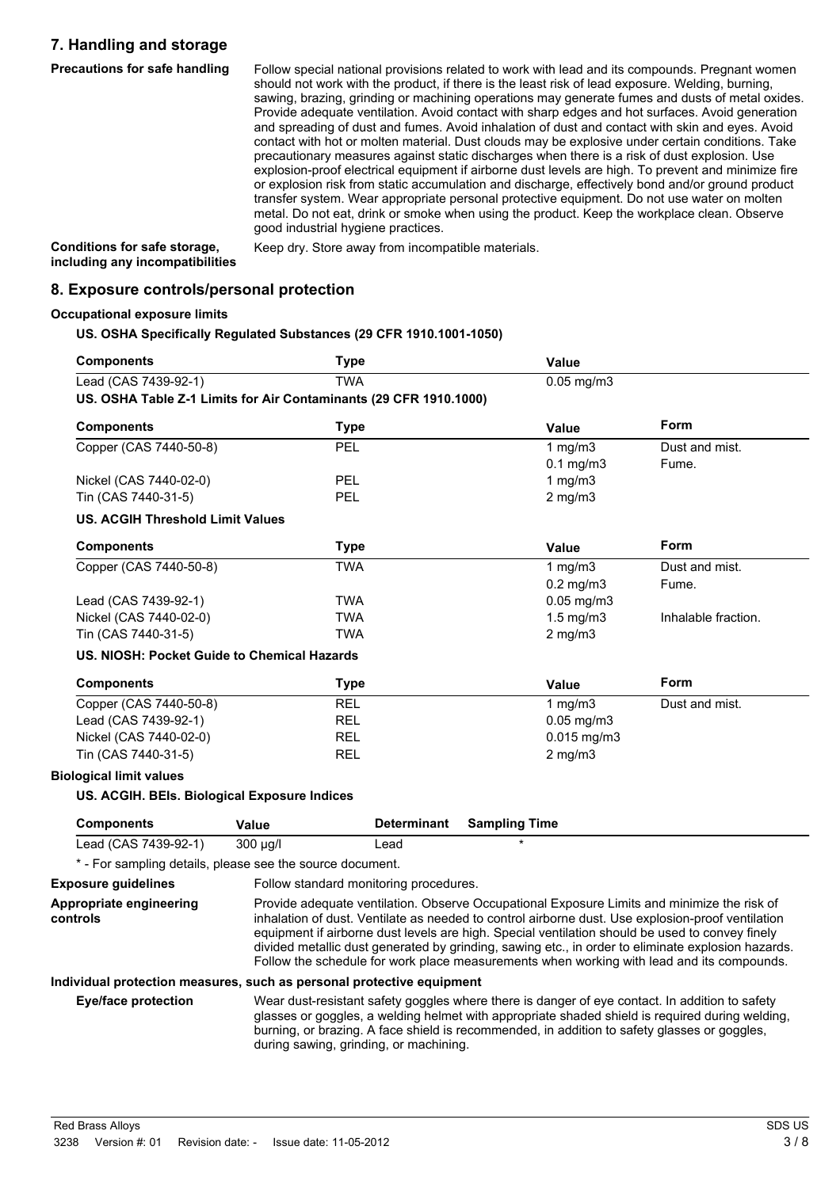## 7. Handling and storage

**Precautions for safe handling**

Follow special national provisions related to work with lead and its compounds. Pregnant women should not work with the product, if there is the least risk of lead exposure. Welding, burning, sawing, brazing, grinding or machining operations may generate fumes and dusts of metal oxides. Provide adequate ventilation. Avoid contact with sharp edges and hot surfaces. Avoid generation and spreading of dust and fumes. Avoid inhalation of dust and contact with skin and eyes. Avoid contact with hot or molten material. Dust clouds may be explosive under certain conditions. Take precautionary measures against static discharges when there is a risk of dust explosion. Use explosion-proof electrical equipment if airborne dust levels are high. To prevent and minimize fire or explosion risk from static accumulation and discharge, effectively bond and/or ground product transfer system. Wear appropriate personal protective equipment. Do not use water on molten metal. Do not eat, drink or smoke when using the product. Keep the workplace clean. Observe good industrial hygiene practices.

**Conditions for safe storage, including any incompatibilities**

Keep dry. Store away from incompatible materials.

## 8. Exposure controls/personal protection

### Occupational exposure limits

**US. OSHA Specifically Regulated Substances (29 CFR 1910.1001-1050)**

| Components | Type | Value |
|---|---|---|
| Lead (CAS 7439-92-1) | TWA | 0.05 mg/m3 |

**US. OSHA Table Z-1 Limits for Air Contaminants (29 CFR 1910.1000)**

| Components | Type | Value | Form |
|---|---|---|---|
| Copper (CAS 7440-50-8) | PEL | 1 mg/m3 | Dust and mist. |
| | | 0.1 mg/m3 | Fume. |
| Nickel (CAS 7440-02-0) | PEL | 1 mg/m3 | |
| Tin (CAS 7440-31-5) | PEL | 2 mg/m3 | |

**US. ACGIH Threshold Limit Values**

| Components | Type | Value | Form |
|---|---|---|---|
| Copper (CAS 7440-50-8) | TWA | 1 mg/m3 | Dust and mist. |
| | | 0.2 mg/m3 | Fume. |
| Lead (CAS 7439-92-1) | TWA | 0.05 mg/m3 | |
| Nickel (CAS 7440-02-0) | TWA | 1.5 mg/m3 | Inhalable fraction. |
| Tin (CAS 7440-31-5) | TWA | 2 mg/m3 | |

**US. NIOSH: Pocket Guide to Chemical Hazards**

| Components | Type | Value | Form |
|---|---|---|---|
| Copper (CAS 7440-50-8) | REL | 1 mg/m3 | Dust and mist. |
| Lead (CAS 7439-92-1) | REL | 0.05 mg/m3 | |
| Nickel (CAS 7440-02-0) | REL | 0.015 mg/m3 | |
| Tin (CAS 7440-31-5) | REL | 2 mg/m3 | |

### Biological limit values

**US. ACGIH. BEIs. Biological Exposure Indices**

| Components | Value | Determinant | Sampling Time |
|---|---|---|---|
| Lead (CAS 7439-92-1) | 300 µg/l | Lead | * |

\* - For sampling details, please see the source document.

**Exposure guidelines**

Follow standard monitoring procedures.

**Appropriate engineering controls**

Provide adequate ventilation. Observe Occupational Exposure Limits and minimize the risk of inhalation of dust. Ventilate as needed to control airborne dust. Use explosion-proof ventilation equipment if airborne dust levels are high. Special ventilation should be used to convey finely divided metallic dust generated by grinding, sawing etc., in order to eliminate explosion hazards. Follow the schedule for work place measurements when working with lead and its compounds.

### Individual protection measures, such as personal protective equipment

**Eye/face protection**

Wear dust-resistant safety goggles where there is danger of eye contact. In addition to safety glasses or goggles, a welding helmet with appropriate shaded shield is required during welding, burning, or brazing. A face shield is recommended, in addition to safety glasses or goggles, during sawing, grinding, or machining.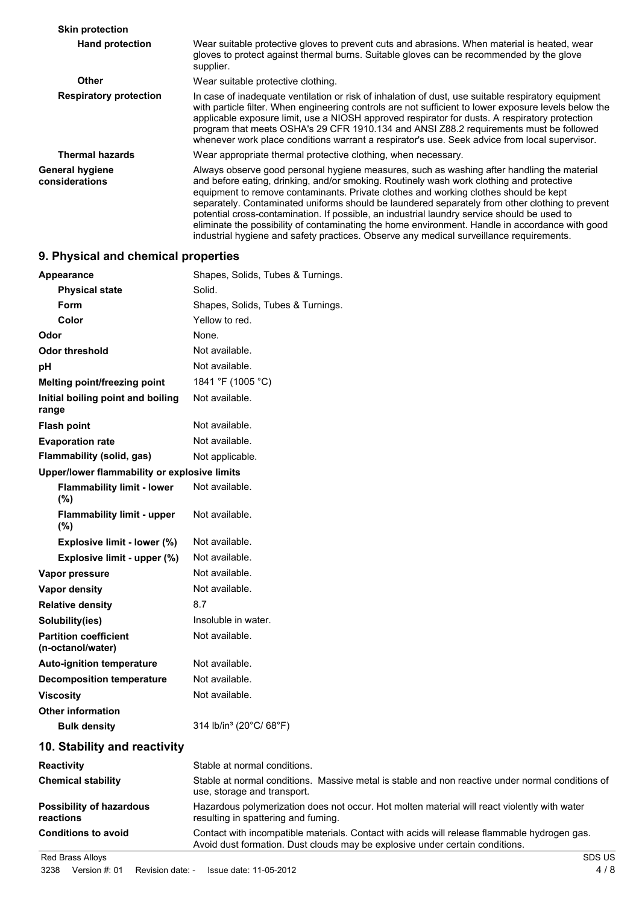| | |
|---|---|
| **Skin protection** | |
| **Hand protection** | Wear suitable protective gloves to prevent cuts and abrasions. When material is heated, wear gloves to protect against thermal burns. Suitable gloves can be recommended by the glove supplier. |
| **Other** | Wear suitable protective clothing. |
| **Respiratory protection** | In case of inadequate ventilation or risk of inhalation of dust, use suitable respiratory equipment with particle filter. When engineering controls are not sufficient to lower exposure levels below the applicable exposure limit, use a NIOSH approved respirator for dusts. A respiratory protection program that meets OSHA's 29 CFR 1910.134 and ANSI Z88.2 requirements must be followed whenever work place conditions warrant a respirator's use. Seek advice from local supervisor. |
| **Thermal hazards** | Wear appropriate thermal protective clothing, when necessary. |
| **General hygiene considerations** | Always observe good personal hygiene measures, such as washing after handling the material and before eating, drinking, and/or smoking. Routinely wash work clothing and protective equipment to remove contaminants. Private clothes and working clothes should be kept separately. Contaminated uniforms should be laundered separately from other clothing to prevent potential cross-contamination. If possible, an industrial laundry service should be used to eliminate the possibility of contaminating the home environment. Handle in accordance with good industrial hygiene and safety practices. Observe any medical surveillance requirements. |

## 9. Physical and chemical properties

| | |
|---|---|
| **Appearance** | Shapes, Solids, Tubes & Turnings. |
| **Physical state** | Solid. |
| **Form** | Shapes, Solids, Tubes & Turnings. |
| **Color** | Yellow to red. |
| **Odor** | None. |
| **Odor threshold** | Not available. |
| **pH** | Not available. |
| **Melting point/freezing point** | 1841 °F (1005 °C) |
| **Initial boiling point and boiling range** | Not available. |
| **Flash point** | Not available. |
| **Evaporation rate** | Not available. |
| **Flammability (solid, gas)** | Not applicable. |
| **Upper/lower flammability or explosive limits** | |
| **Flammability limit - lower (%)** | Not available. |
| **Flammability limit - upper (%)** | Not available. |
| **Explosive limit - lower (%)** | Not available. |
| **Explosive limit - upper (%)** | Not available. |
| **Vapor pressure** | Not available. |
| **Vapor density** | Not available. |
| **Relative density** | 8.7 |
| **Solubility(ies)** | Insoluble in water. |
| **Partition coefficient (n-octanol/water)** | Not available. |
| **Auto-ignition temperature** | Not available. |
| **Decomposition temperature** | Not available. |
| **Viscosity** | Not available. |
| **Other information** | |
| **Bulk density** | 314 lb/in³ (20°C/ 68°F) |

## 10. Stability and reactivity

| | |
|---|---|
| **Reactivity** | Stable at normal conditions. |
| **Chemical stability** | Stable at normal conditions. Massive metal is stable and non reactive under normal conditions of use, storage and transport. |
| **Possibility of hazardous reactions** | Hazardous polymerization does not occur. Hot molten material will react violently with water resulting in spattering and fuming. |
| **Conditions to avoid** | Contact with incompatible materials. Contact with acids will release flammable hydrogen gas. Avoid dust formation. Dust clouds may be explosive under certain conditions. |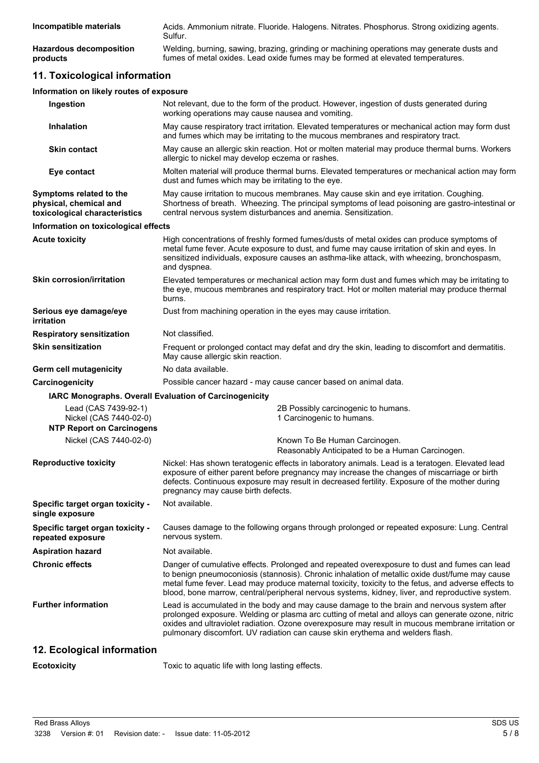| | |
|---|---|
| **Incompatible materials** | Acids. Ammonium nitrate. Fluoride. Halogens. Nitrates. Phosphorus. Strong oxidizing agents. Sulfur. |
| **Hazardous decomposition products** | Welding, burning, sawing, brazing, grinding or machining operations may generate dusts and fumes of metal oxides. Lead oxide fumes may be formed at elevated temperatures. |

## 11. Toxicological information

### Information on likely routes of exposure

| | |
|---|---|
| **Ingestion** | Not relevant, due to the form of the product. However, ingestion of dusts generated during working operations may cause nausea and vomiting. |
| **Inhalation** | May cause respiratory tract irritation. Elevated temperatures or mechanical action may form dust and fumes which may be irritating to the mucous membranes and respiratory tract. |
| **Skin contact** | May cause an allergic skin reaction. Hot or molten material may produce thermal burns. Workers allergic to nickel may develop eczema or rashes. |
| **Eye contact** | Molten material will produce thermal burns. Elevated temperatures or mechanical action may form dust and fumes which may be irritating to the eye. |
| **Symptoms related to the physical, chemical and toxicological characteristics** | May cause irritation to mucous membranes. May cause skin and eye irritation. Coughing. Shortness of breath. Wheezing. The principal symptoms of lead poisoning are gastro-intestinal or central nervous system disturbances and anemia. Sensitization. |

### Information on toxicological effects

| | |
|---|---|
| **Acute toxicity** | High concentrations of freshly formed fumes/dusts of metal oxides can produce symptoms of metal fume fever. Acute exposure to dust, and fume may cause irritation of skin and eyes. In sensitized individuals, exposure causes an asthma-like attack, with wheezing, bronchospasm, and dyspnea. |
| **Skin corrosion/irritation** | Elevated temperatures or mechanical action may form dust and fumes which may be irritating to the eye, mucous membranes and respiratory tract. Hot or molten material may produce thermal burns. |
| **Serious eye damage/eye irritation** | Dust from machining operation in the eyes may cause irritation. |
| **Respiratory sensitization** | Not classified. |
| **Skin sensitization** | Frequent or prolonged contact may defat and dry the skin, leading to discomfort and dermatitis. May cause allergic skin reaction. |
| **Germ cell mutagenicity** | No data available. |
| **Carcinogenicity** | Possible cancer hazard - may cause cancer based on animal data. |

**IARC Monographs. Overall Evaluation of Carcinogenicity**

| | |
|---|---|
| Lead (CAS 7439-92-1) | 2B Possibly carcinogenic to humans. |
| Nickel (CAS 7440-02-0) | 1 Carcinogenic to humans. |

**NTP Report on Carcinogens**

| | |
|---|---|
| Nickel (CAS 7440-02-0) | Known To Be Human Carcinogen. Reasonably Anticipated to be a Human Carcinogen. |

| | |
|---|---|
| **Reproductive toxicity** | Nickel: Has shown teratogenic effects in laboratory animals. Lead is a teratogen. Elevated lead exposure of either parent before pregnancy may increase the changes of miscarriage or birth defects. Continuous exposure may result in decreased fertility. Exposure of the mother during pregnancy may cause birth defects. |
| **Specific target organ toxicity - single exposure** | Not available. |
| **Specific target organ toxicity - repeated exposure** | Causes damage to the following organs through prolonged or repeated exposure: Lung. Central nervous system. |
| **Aspiration hazard** | Not available. |
| **Chronic effects** | Danger of cumulative effects. Prolonged and repeated overexposure to dust and fumes can lead to benign pneumoconiosis (stannosis). Chronic inhalation of metallic oxide dust/fume may cause metal fume fever. Lead may produce maternal toxicity, toxicity to the fetus, and adverse effects to blood, bone marrow, central/peripheral nervous systems, kidney, liver, and reproductive system. |
| **Further information** | Lead is accumulated in the body and may cause damage to the brain and nervous system after prolonged exposure. Welding or plasma arc cutting of metal and alloys can generate ozone, nitric oxides and ultraviolet radiation. Ozone overexposure may result in mucous membrane irritation or pulmonary discomfort. UV radiation can cause skin erythema and welders flash. |

## 12. Ecological information

| | |
|---|---|
| **Ecotoxicity** | Toxic to aquatic life with long lasting effects. |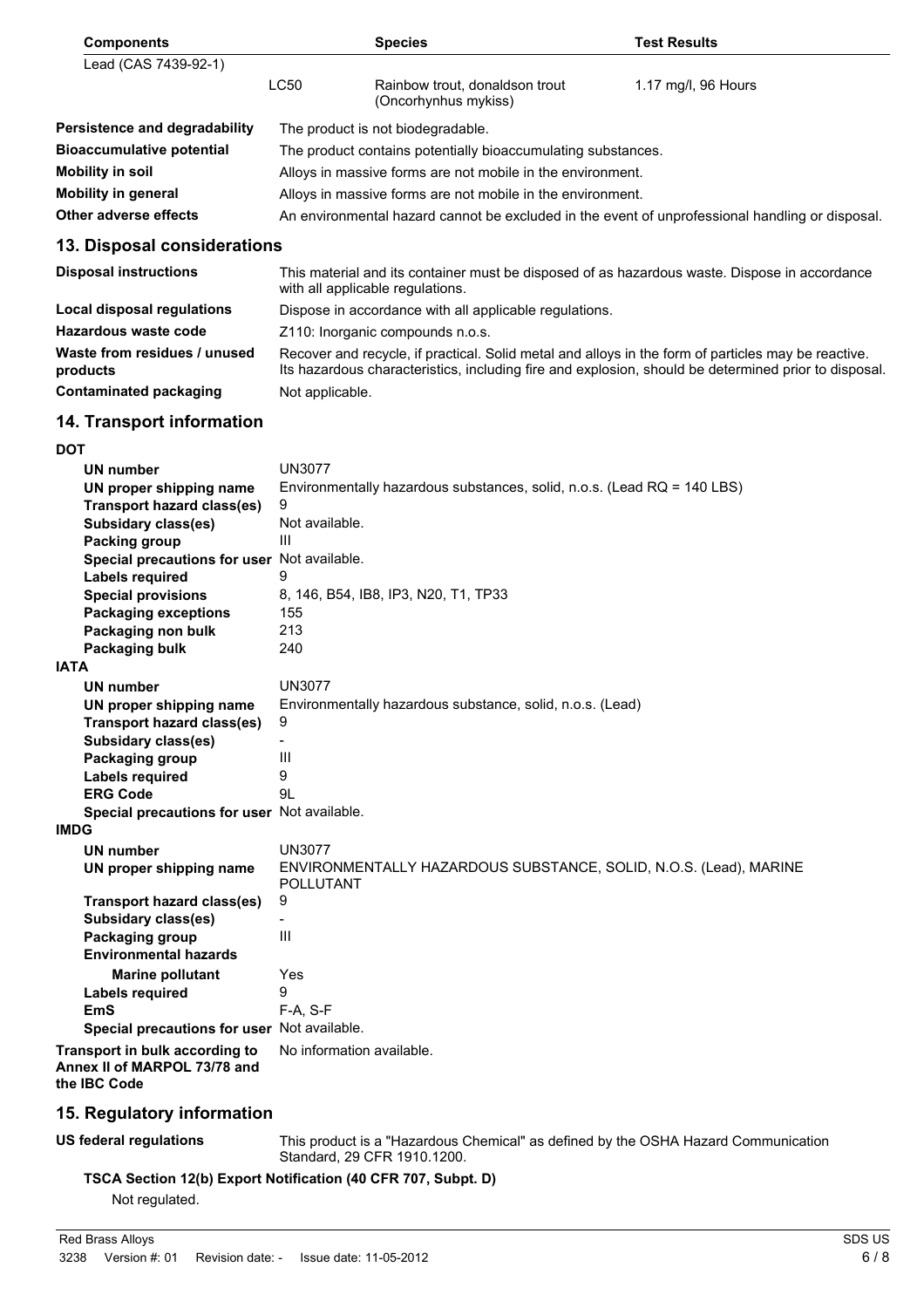| Components | | Species | Test Results |
|---|---|---|---|
| Lead (CAS 7439-92-1) | | | |
| | LC50 | Rainbow trout, donaldson trout (Oncorhynchus mykiss) | 1.17 mg/l, 96 Hours |

| | |
|---|---|
| **Persistence and degradability** | The product is not biodegradable. |
| **Bioaccumulative potential** | The product contains potentially bioaccumulating substances. |
| **Mobility in soil** | Alloys in massive forms are not mobile in the environment. |
| **Mobility in general** | Alloys in massive forms are not mobile in the environment. |
| **Other adverse effects** | An environmental hazard cannot be excluded in the event of unprofessional handling or disposal. |

## 13. Disposal considerations

| | |
|---|---|
| **Disposal instructions** | This material and its container must be disposed of as hazardous waste. Dispose in accordance with all applicable regulations. |
| **Local disposal regulations** | Dispose in accordance with all applicable regulations. |
| **Hazardous waste code** | Z110: Inorganic compounds n.o.s. |
| **Waste from residues / unused products** | Recover and recycle, if practical. Solid metal and alloys in the form of particles may be reactive. Its hazardous characteristics, including fire and explosion, should be determined prior to disposal. |
| **Contaminated packaging** | Not applicable. |

## 14. Transport information

**DOT**

| | |
|---|---|
| **UN number** | UN3077 |
| **UN proper shipping name** | Environmentally hazardous substances, solid, n.o.s. (Lead RQ = 140 LBS) |
| **Transport hazard class(es)** | 9 |
| **Subsidary class(es)** | Not available. |
| **Packing group** | III |
| **Special precautions for user** | Not available. |
| **Labels required** | 9 |
| **Special provisions** | 8, 146, B54, IB8, IP3, N20, T1, TP33 |
| **Packaging exceptions** | 155 |
| **Packaging non bulk** | 213 |
| **Packaging bulk** | 240 |

**IATA**

| | |
|---|---|
| **UN number** | UN3077 |
| **UN proper shipping name** | Environmentally hazardous substance, solid, n.o.s. (Lead) |
| **Transport hazard class(es)** | 9 |
| **Subsidary class(es)** | - |
| **Packaging group** | III |
| **Labels required** | 9 |
| **ERG Code** | 9L |
| **Special precautions for user** | Not available. |

**IMDG**

| | |
|---|---|
| **UN number** | UN3077 |
| **UN proper shipping name** | ENVIRONMENTALLY HAZARDOUS SUBSTANCE, SOLID, N.O.S. (Lead), MARINE POLLUTANT |
| **Transport hazard class(es)** | 9 |
| **Subsidary class(es)** | - |
| **Packaging group** | III |
| **Environmental hazards** | |
| **Marine pollutant** | Yes |
| **Labels required** | 9 |
| **EmS** | F-A, S-F |
| **Special precautions for user** | Not available. |

| | |
|---|---|
| **Transport in bulk according to Annex II of MARPOL 73/78 and the IBC Code** | No information available. |

## 15. Regulatory information

| | |
|---|---|
| **US federal regulations** | This product is a "Hazardous Chemical" as defined by the OSHA Hazard Communication Standard, 29 CFR 1910.1200. |

**TSCA Section 12(b) Export Notification (40 CFR 707, Subpt. D)**

Not regulated.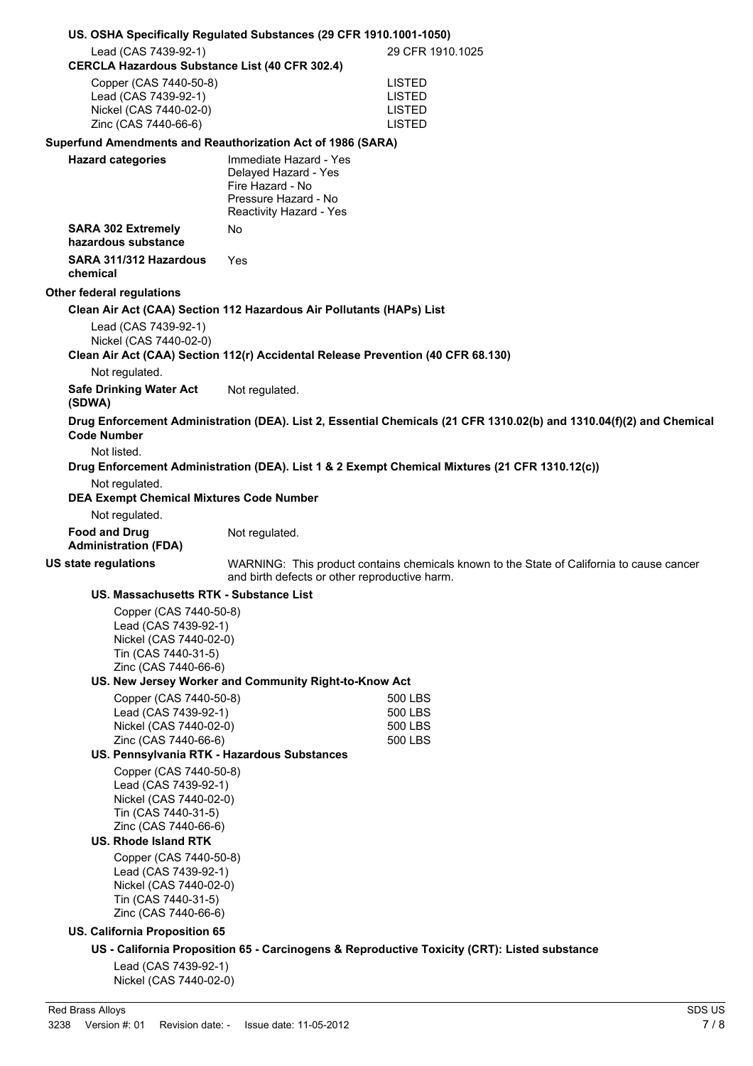**US. OSHA Specifically Regulated Substances (29 CFR 1910.1001-1050)**

| | |
|---|---|
| Lead (CAS 7439-92-1) | 29 CFR 1910.1025 |

**CERCLA Hazardous Substance List (40 CFR 302.4)**

| | |
|---|---|
| Copper (CAS 7440-50-8) | LISTED |
| Lead (CAS 7439-92-1) | LISTED |
| Nickel (CAS 7440-02-0) | LISTED |
| Zinc (CAS 7440-66-6) | LISTED |

**Superfund Amendments and Reauthorization Act of 1986 (SARA)**

**Hazard categories**
Immediate Hazard - Yes
Delayed Hazard - Yes
Fire Hazard - No
Pressure Hazard - No
Reactivity Hazard - Yes

**SARA 302 Extremely hazardous substance** No

**SARA 311/312 Hazardous chemical** Yes

**Other federal regulations**

**Clean Air Act (CAA) Section 112 Hazardous Air Pollutants (HAPs) List**

Lead (CAS 7439-92-1)
Nickel (CAS 7440-02-0)

**Clean Air Act (CAA) Section 112(r) Accidental Release Prevention (40 CFR 68.130)**

Not regulated.

**Safe Drinking Water Act (SDWA)** Not regulated.

**Drug Enforcement Administration (DEA). List 2, Essential Chemicals (21 CFR 1310.02(b) and 1310.04(f)(2) and Chemical Code Number**

Not listed.

**Drug Enforcement Administration (DEA). List 1 & 2 Exempt Chemical Mixtures (21 CFR 1310.12(c))**

Not regulated.

**DEA Exempt Chemical Mixtures Code Number**

Not regulated.

**Food and Drug Administration (FDA)** Not regulated.

**US state regulations** WARNING: This product contains chemicals known to the State of California to cause cancer and birth defects or other reproductive harm.

**US. Massachusetts RTK - Substance List**

Copper (CAS 7440-50-8)
Lead (CAS 7439-92-1)
Nickel (CAS 7440-02-0)
Tin (CAS 7440-31-5)
Zinc (CAS 7440-66-6)

**US. New Jersey Worker and Community Right-to-Know Act**

| | |
|---|---|
| Copper (CAS 7440-50-8) | 500 LBS |
| Lead (CAS 7439-92-1) | 500 LBS |
| Nickel (CAS 7440-02-0) | 500 LBS |
| Zinc (CAS 7440-66-6) | 500 LBS |

**US. Pennsylvania RTK - Hazardous Substances**

Copper (CAS 7440-50-8)
Lead (CAS 7439-92-1)
Nickel (CAS 7440-02-0)
Tin (CAS 7440-31-5)
Zinc (CAS 7440-66-6)

**US. Rhode Island RTK**

Copper (CAS 7440-50-8)
Lead (CAS 7439-92-1)
Nickel (CAS 7440-02-0)
Tin (CAS 7440-31-5)
Zinc (CAS 7440-66-6)

**US. California Proposition 65**

**US - California Proposition 65 - Carcinogens & Reproductive Toxicity (CRT): Listed substance**

Lead (CAS 7439-92-1)
Nickel (CAS 7440-02-0)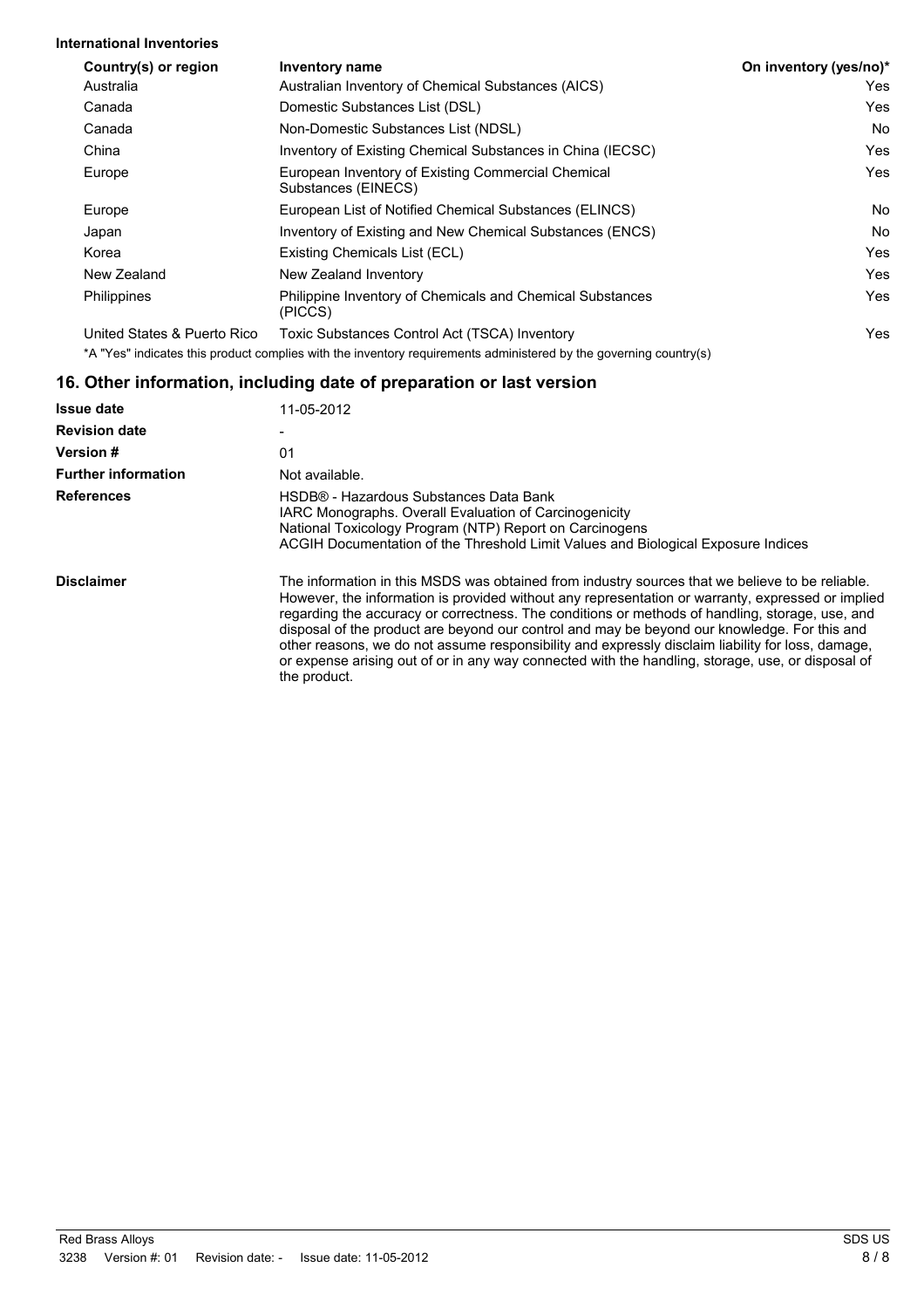**International Inventories**

| Country(s) or region | Inventory name | On inventory (yes/no)* |
|---|---|---|
| Australia | Australian Inventory of Chemical Substances (AICS) | Yes |
| Canada | Domestic Substances List (DSL) | Yes |
| Canada | Non-Domestic Substances List (NDSL) | No |
| China | Inventory of Existing Chemical Substances in China (IECSC) | Yes |
| Europe | European Inventory of Existing Commercial Chemical Substances (EINECS) | Yes |
| Europe | European List of Notified Chemical Substances (ELINCS) | No |
| Japan | Inventory of Existing and New Chemical Substances (ENCS) | No |
| Korea | Existing Chemicals List (ECL) | Yes |
| New Zealand | New Zealand Inventory | Yes |
| Philippines | Philippine Inventory of Chemicals and Chemical Substances (PICCS) | Yes |
| United States & Puerto Rico | Toxic Substances Control Act (TSCA) Inventory | Yes |

*A "Yes" indicates this product complies with the inventory requirements administered by the governing country(s)

## 16. Other information, including date of preparation or last version

**Issue date** 11-05-2012

**Revision date** -

**Version #** 01

**Further information** Not available.

**References**
HSDB® - Hazardous Substances Data Bank
IARC Monographs. Overall Evaluation of Carcinogenicity
National Toxicology Program (NTP) Report on Carcinogens
ACGIH Documentation of the Threshold Limit Values and Biological Exposure Indices

**Disclaimer**
The information in this MSDS was obtained from industry sources that we believe to be reliable. However, the information is provided without any representation or warranty, expressed or implied regarding the accuracy or correctness. The conditions or methods of handling, storage, use, and disposal of the product are beyond our control and may be beyond our knowledge. For this and other reasons, we do not assume responsibility and expressly disclaim liability for loss, damage, or expense arising out of or in any way connected with the handling, storage, use, or disposal of the product.